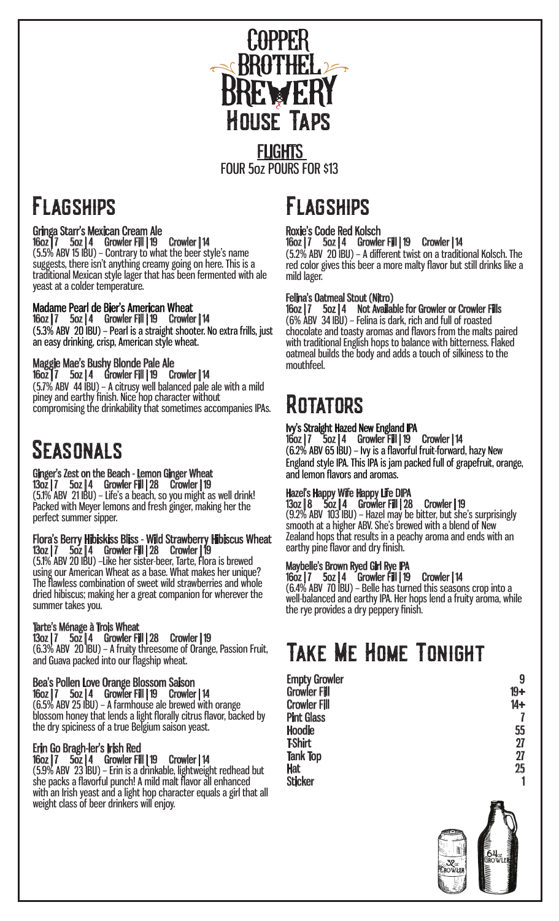# Copper Brothel Brewery House Taps

**FLIGHTS**
FOUR 5oz POURS FOR $13

## Flagships

**Gringa Starr's Mexican Cream Ale**
16oz | 7 5oz | 4 Growler Fill | 19 Crowler | 14
(5.5% ABV 15 IBU) – Contrary to what the beer style's name suggests, there isn't anything creamy going on here. This is a traditional Mexican style lager that has been fermented with ale yeast at a colder temperature.

**Madame Pearl de Bier's American Wheat**
16oz | 7 5oz | 4 Growler Fill | 19 Crowler | 14
(5.3% ABV 20 IBU) – Pearl is a straight shooter. No extra frills, just an easy drinking, crisp, American style wheat.

**Maggie Mae's Bushy Blonde Pale Ale**
16oz | 7 5oz | 4 Growler Fill | 19 Crowler | 14
(5.7% ABV 44 IBU) – A citrusy well balanced pale ale with a mild piney and earthy finish. Nice hop character without compromising the drinkability that sometimes accompanies IPAs.

## Seasonals

**Ginger's Zest on the Beach - Lemon Ginger Wheat**
13oz | 7 5oz | 4 Growler Fill | 28 Crowler | 19
(5.1% ABV 21 IBU) – Life's a beach, so you might as well drink! Packed with Meyer lemons and fresh ginger, making her the perfect summer sipper.

**Flora's Berry Hibiskiss Bliss - Wild Strawberry Hibiscus Wheat**
13oz | 7 5oz | 4 Growler Fill | 28 Crowler | 19
(5.1% ABV 20 IBU) –Like her sister-beer, Tarte, Flora is brewed using our American Wheat as a base. What makes her unique? The flawless combination of sweet wild strawberries and whole dried hibiscus; making her a great companion for wherever the summer takes you.

**Tarte's Ménage à Trois Wheat**
13oz | 7 5oz | 4 Growler Fill | 28 Crowler | 19
(6.3% ABV 20 IBU) – A fruity threesome of Orange, Passion Fruit, and Guava packed into our flagship wheat.

**Bea's Pollen Love Orange Blossom Saison**
16oz | 7 5oz | 4 Growler Fill | 19 Crowler | 14
(6.5% ABV 25 IBU) – A farmhouse ale brewed with orange blossom honey that lends a light florally citrus flavor, backed by the dry spiciness of a true Belgium saison yeast.

**Erin Go Bragh-ler's Irish Red**
16oz | 7 5oz | 4 Growler Fill | 19 Crowler | 14
(5.9% ABV 23 IBU) – Erin is a drinkable, lightweight redhead but she packs a flavorful punch! A mild malt flavor all enhanced with an Irish yeast and a light hop character equals a girl that all weight class of beer drinkers will enjoy.

## Flagships

**Roxie's Code Red Kolsch**
16oz | 7 5oz | 4 Growler Fill | 19 Crowler | 14
(5.2% ABV 20 IBU) – A different twist on a traditional Kolsch. The red color gives this beer a more malty flavor but still drinks like a mild lager.

**Felina's Oatmeal Stout (Nitro)**
16oz | 7 5oz | 4 Not Available for Growler or Crowler Fills
(6% ABV 34 IBU) – Felina is dark, rich and full of roasted chocolate and toasty aromas and flavors from the malts paired with traditional English hops to balance with bitterness. Flaked oatmeal builds the body and adds a touch of silkiness to the mouthfeel.

## Rotators

**Ivy's Straight Hazed New England IPA**
16oz | 7 5oz | 4 Growler Fill | 19 Crowler | 14
(6.2% ABV 65 IBU) – Ivy is a flavorful fruit-forward, hazy New England style IPA. This IPA is jam packed full of grapefruit, orange, and lemon flavors and aromas.

**Hazel's Happy Wife Happy Life DIPA**
13oz | 8 5oz | 4 Growler Fill | 28 Crowler | 19
(9.2% ABV 103 IBU) – Hazel may be bitter, but she's surprisingly smooth at a higher ABV. She's brewed with a blend of New Zealand hops that results in a peachy aroma and ends with an earthy pine flavor and dry finish.

**Maybelle's Brown Ryed Girl Rye IPA**
16oz | 7 5oz | 4 Growler Fill | 19 Crowler | 14
(6.4% ABV 70 IBU) – Belle has turned this seasons crop into a well-balanced and earthy IPA. Her hops lend a fruity aroma, while the rye provides a dry peppery finish.

## Take Me Home Tonight

| Item | Price |
|---|---|
| Empty Growler | 9 |
| Growler Fill | 19+ |
| Crowler Fill | 14+ |
| Pint Glass | 7 |
| Hoodie | 55 |
| T-Shirt | 27 |
| Tank Top | 27 |
| Hat | 25 |
| Sticker | 1 |

32oz Crowler — 64oz Growler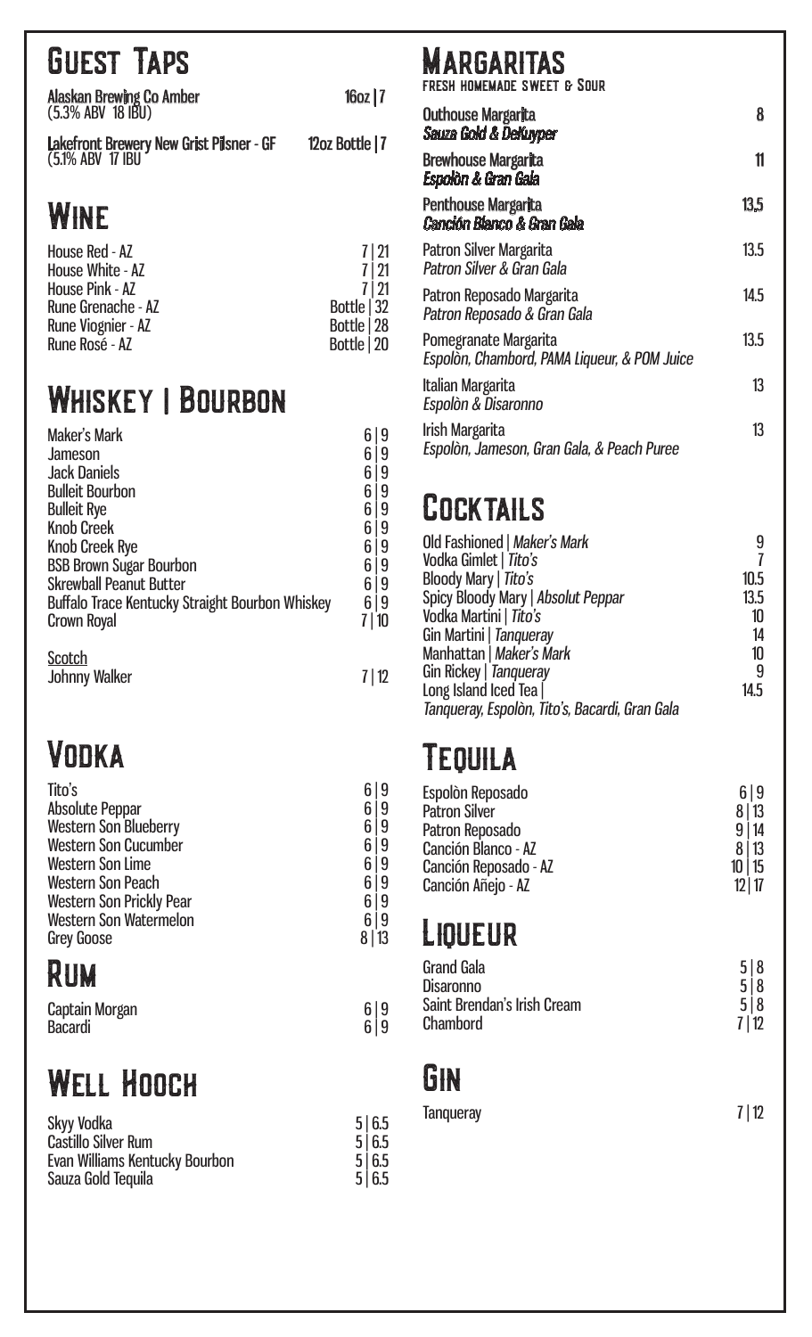# Guest Taps

| | |
|---|---|
| **Alaskan Brewing Co Amber** (5.3% ABV 18 IBU) | 16oz \| 7 |
| **Lakefront Brewery New Grist Pilsner - GF** (5.1% ABV 17 IBU | 12oz Bottle \| 7 |

# Wine

| | |
|---|---|
| House Red - AZ | 7 \| 21 |
| House White - AZ | 7 \| 21 |
| House Pink - AZ | 7 \| 21 |
| Rune Grenache - AZ | Bottle \| 32 |
| Rune Viognier - AZ | Bottle \| 28 |
| Rune Rosé - AZ | Bottle \| 20 |

# Whiskey | Bourbon

| | |
|---|---|
| Maker's Mark | 6 \| 9 |
| Jameson | 6 \| 9 |
| Jack Daniels | 6 \| 9 |
| Bulleit Bourbon | 6 \| 9 |
| Bulleit Rye | 6 \| 9 |
| Knob Creek | 6 \| 9 |
| Knob Creek Rye | 6 \| 9 |
| BSB Brown Sugar Bourbon | 6 \| 9 |
| Skrewball Peanut Butter | 6 \| 9 |
| Buffalo Trace Kentucky Straight Bourbon Whiskey | 6 \| 9 |
| Crown Royal | 7 \| 10 |

Scotch

| | |
|---|---|
| Johnny Walker | 7 \| 12 |

# Vodka

| | |
|---|---|
| Tito's | 6 \| 9 |
| Absolute Peppar | 6 \| 9 |
| Western Son Blueberry | 6 \| 9 |
| Western Son Cucumber | 6 \| 9 |
| Western Son Lime | 6 \| 9 |
| Western Son Peach | 6 \| 9 |
| Western Son Prickly Pear | 6 \| 9 |
| Western Son Watermelon | 6 \| 9 |
| Grey Goose | 8 \| 13 |

# Rum

| | |
|---|---|
| Captain Morgan | 6 \| 9 |
| Bacardi | 6 \| 9 |

# Well Hooch

| | |
|---|---|
| Skyy Vodka | 5 \| 6.5 |
| Castillo Silver Rum | 5 \| 6.5 |
| Evan Williams Kentucky Bourbon | 5 \| 6.5 |
| Sauza Gold Tequila | 5 \| 6.5 |

# Margaritas

FRESH HOMEMADE SWEET & SOUR

| | |
|---|---|
| **Outhouse Margarita** *Sauza Gold & DeKuyper* | 8 |
| **Brewhouse Margarita** *Espolòn & Gran Gala* | 11 |
| **Penthouse Margarita** *Canción Blanco & Gran Gala* | 13.5 |
| Patron Silver Margarita *Patron Silver & Gran Gala* | 13.5 |
| Patron Reposado Margarita *Patron Reposado & Gran Gala* | 14.5 |
| Pomegranate Margarita *Espolòn, Chambord, PAMA Liqueur, & POM Juice* | 13.5 |
| Italian Margarita *Espolòn & Disaronno* | 13 |
| Irish Margarita *Espolòn, Jameson, Gran Gala, & Peach Puree* | 13 |

# Cocktails

| | |
|---|---|
| Old Fashioned \| *Maker's Mark* | 9 |
| Vodka Gimlet \| *Tito's* | 7 |
| Bloody Mary \| *Tito's* | 10.5 |
| Spicy Bloody Mary \| *Absolut Peppar* | 13.5 |
| Vodka Martini \| *Tito's* | 10 |
| Gin Martini \| *Tanqueray* | 14 |
| Manhattan \| *Maker's Mark* | 10 |
| Gin Rickey \| *Tanqueray* | 9 |
| Long Island Iced Tea \| *Tanqueray, Espolòn, Tito's, Bacardi, Gran Gala* | 14.5 |

# Tequila

| | |
|---|---|
| Espolòn Reposado | 6 \| 9 |
| Patron Silver | 8 \| 13 |
| Patron Reposado | 9 \| 14 |
| Canción Blanco - AZ | 8 \| 13 |
| Canción Reposado - AZ | 10 \| 15 |
| Canción Añejo - AZ | 12 \| 17 |

# Liqueur

| | |
|---|---|
| Grand Gala | 5 \| 8 |
| Disaronno | 5 \| 8 |
| Saint Brendan's Irish Cream | 5 \| 8 |
| Chambord | 7 \| 12 |

# Gin

| | |
|---|---|
| Tanqueray | 7 \| 12 |